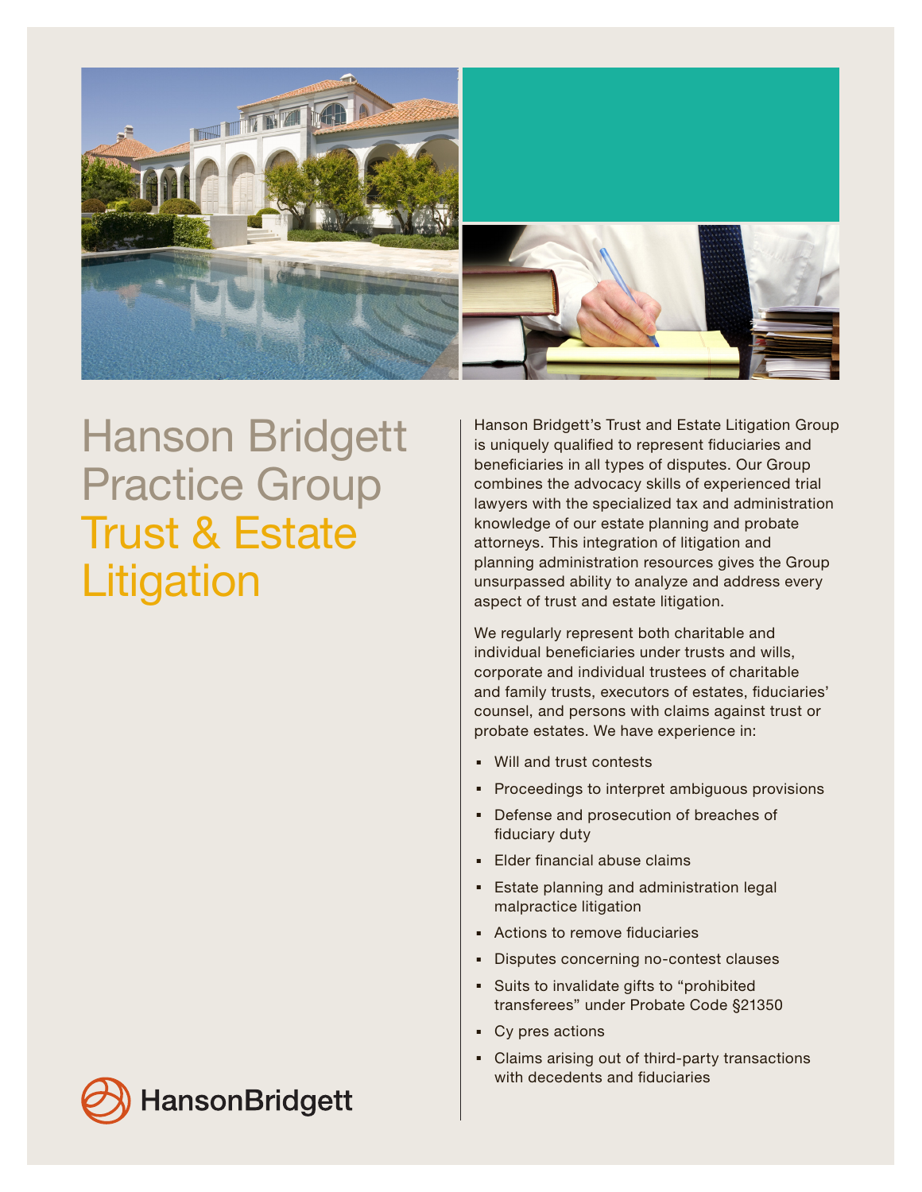# Hanson Bridgett Practice Group

## Trust & Estate Litigation

Hanson Bridgett's Trust and Estate Litigation Group is uniquely qualified to represent fiduciaries and beneficiaries in all types of disputes. Our Group combines the advocacy skills of experienced trial lawyers with the specialized tax and administration knowledge of our estate planning and probate attorneys. This integration of litigation and planning administration resources gives the Group unsurpassed ability to analyze and address every aspect of trust and estate litigation.

We regularly represent both charitable and individual beneficiaries under trusts and wills, corporate and individual trustees of charitable and family trusts, executors of estates, fiduciaries' counsel, and persons with claims against trust or probate estates. We have experience in:

- Will and trust contests
- Proceedings to interpret ambiguous provisions
- Defense and prosecution of breaches of fiduciary duty
- Elder financial abuse claims
- Estate planning and administration legal malpractice litigation
- Actions to remove fiduciaries
- Disputes concerning no-contest clauses
- Suits to invalidate gifts to "prohibited transferees" under Probate Code §21350
- Cy pres actions
- Claims arising out of third-party transactions with decedents and fiduciaries

HansonBridgett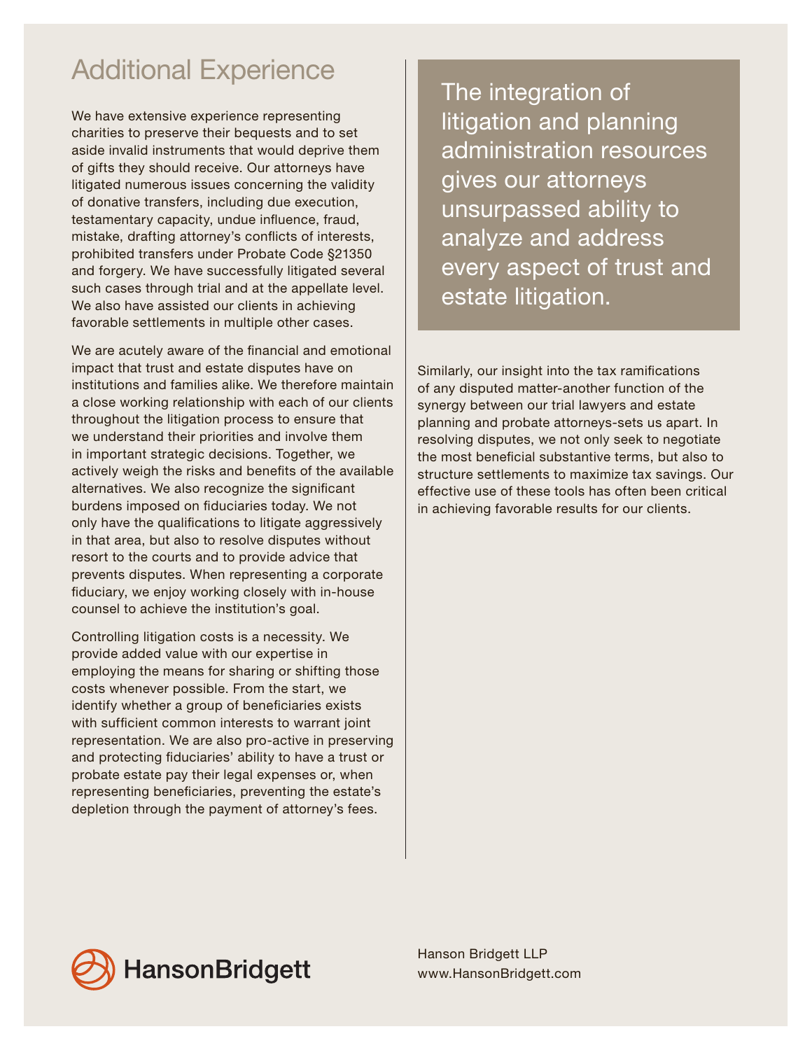# Additional Experience

We have extensive experience representing charities to preserve their bequests and to set aside invalid instruments that would deprive them of gifts they should receive. Our attorneys have litigated numerous issues concerning the validity of donative transfers, including due execution, testamentary capacity, undue influence, fraud, mistake, drafting attorney's conflicts of interests, prohibited transfers under Probate Code §21350 and forgery. We have successfully litigated several such cases through trial and at the appellate level. We also have assisted our clients in achieving favorable settlements in multiple other cases.

We are acutely aware of the financial and emotional impact that trust and estate disputes have on institutions and families alike. We therefore maintain a close working relationship with each of our clients throughout the litigation process to ensure that we understand their priorities and involve them in important strategic decisions. Together, we actively weigh the risks and benefits of the available alternatives. We also recognize the significant burdens imposed on fiduciaries today. We not only have the qualifications to litigate aggressively in that area, but also to resolve disputes without resort to the courts and to provide advice that prevents disputes. When representing a corporate fiduciary, we enjoy working closely with in-house counsel to achieve the institution's goal.

Controlling litigation costs is a necessity. We provide added value with our expertise in employing the means for sharing or shifting those costs whenever possible. From the start, we identify whether a group of beneficiaries exists with sufficient common interests to warrant joint representation. We are also pro-active in preserving and protecting fiduciaries' ability to have a trust or probate estate pay their legal expenses or, when representing beneficiaries, preventing the estate's depletion through the payment of attorney's fees.

The integration of litigation and planning administration resources gives our attorneys unsurpassed ability to analyze and address every aspect of trust and estate litigation.

Similarly, our insight into the tax ramifications of any disputed matter-another function of the synergy between our trial lawyers and estate planning and probate attorneys-sets us apart. In resolving disputes, we not only seek to negotiate the most beneficial substantive terms, but also to structure settlements to maximize tax savings. Our effective use of these tools has often been critical in achieving favorable results for our clients.

HansonBridgett

Hanson Bridgett LLP
www.HansonBridgett.com